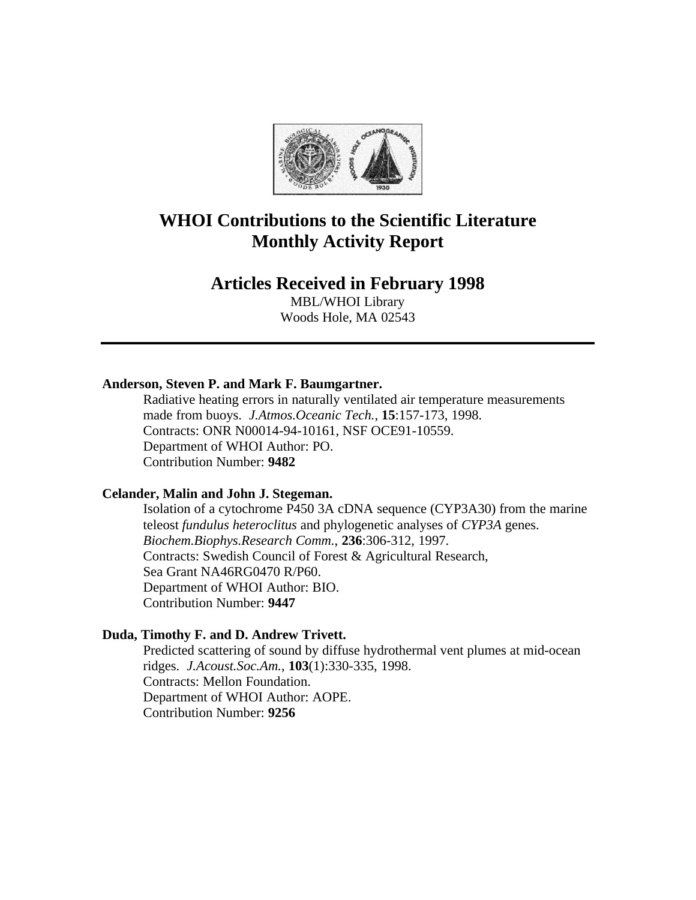# WHOI Contributions to the Scientific Literature
# Monthly Activity Report

## Articles Received in February 1998

MBL/WHOI Library
Woods Hole, MA 02543

---

**Anderson, Steven P. and Mark F. Baumgartner.**
Radiative heating errors in naturally ventilated air temperature measurements made from buoys. *J.Atmos.Oceanic Tech.*, **15**:157-173, 1998.
Contracts: ONR N00014-94-10161, NSF OCE91-10559.
Department of WHOI Author: PO.
Contribution Number: **9482**

**Celander, Malin and John J. Stegeman.**
Isolation of a cytochrome P450 3A cDNA sequence (CYP3A30) from the marine teleost *fundulus heteroclitus* and phylogenetic analyses of *CYP3A* genes. *Biochem.Biophys.Research Comm.*, **236**:306-312, 1997.
Contracts: Swedish Council of Forest & Agricultural Research, Sea Grant NA46RG0470 R/P60.
Department of WHOI Author: BIO.
Contribution Number: **9447**

**Duda, Timothy F. and D. Andrew Trivett.**
Predicted scattering of sound by diffuse hydrothermal vent plumes at mid-ocean ridges. *J.Acoust.Soc.Am.*, **103**(1):330-335, 1998.
Contracts: Mellon Foundation.
Department of WHOI Author: AOPE.
Contribution Number: **9256**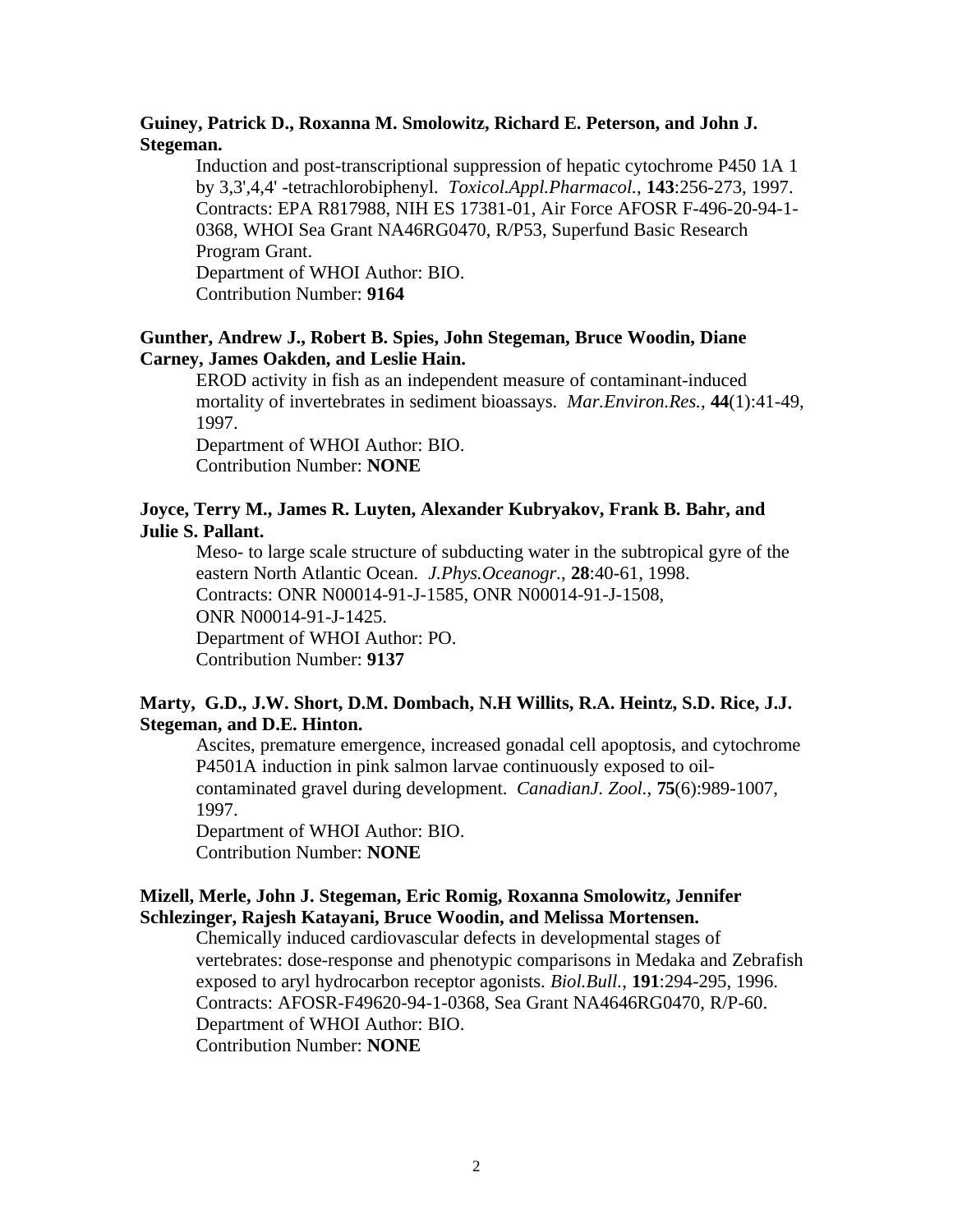**Guiney, Patrick D., Roxanna M. Smolowitz, Richard E. Peterson, and John J. Stegeman.**

Induction and post-transcriptional suppression of hepatic cytochrome P450 1A 1 by 3,3',4,4' -tetrachlorobiphenyl. *Toxicol.Appl.Pharmacol.*, **143**:256-273, 1997.
Contracts: EPA R817988, NIH ES 17381-01, Air Force AFOSR F-496-20-94-1-0368, WHOI Sea Grant NA46RG0470, R/P53, Superfund Basic Research Program Grant.
Department of WHOI Author: BIO.
Contribution Number: **9164**

**Gunther, Andrew J., Robert B. Spies, John Stegeman, Bruce Woodin, Diane Carney, James Oakden, and Leslie Hain.**

EROD activity in fish as an independent measure of contaminant-induced mortality of invertebrates in sediment bioassays. *Mar.Environ.Res.*, **44**(1):41-49, 1997.
Department of WHOI Author: BIO.
Contribution Number: **NONE**

**Joyce, Terry M., James R. Luyten, Alexander Kubryakov, Frank B. Bahr, and Julie S. Pallant.**

Meso- to large scale structure of subducting water in the subtropical gyre of the eastern North Atlantic Ocean. *J.Phys.Oceanogr.*, **28**:40-61, 1998.
Contracts: ONR N00014-91-J-1585, ONR N00014-91-J-1508, ONR N00014-91-J-1425.
Department of WHOI Author: PO.
Contribution Number: **9137**

**Marty, G.D., J.W. Short, D.M. Dombach, N.H Willits, R.A. Heintz, S.D. Rice, J.J. Stegeman, and D.E. Hinton.**

Ascites, premature emergence, increased gonadal cell apoptosis, and cytochrome P4501A induction in pink salmon larvae continuously exposed to oil-contaminated gravel during development. *CanadianJ. Zool.*, **75**(6):989-1007, 1997.
Department of WHOI Author: BIO.
Contribution Number: **NONE**

**Mizell, Merle, John J. Stegeman, Eric Romig, Roxanna Smolowitz, Jennifer Schlezinger, Rajesh Katayani, Bruce Woodin, and Melissa Mortensen.**

Chemically induced cardiovascular defects in developmental stages of vertebrates: dose-response and phenotypic comparisons in Medaka and Zebrafish exposed to aryl hydrocarbon receptor agonists. *Biol.Bull.*, **191**:294-295, 1996.
Contracts: AFOSR-F49620-94-1-0368, Sea Grant NA4646RG0470, R/P-60.
Department of WHOI Author: BIO.
Contribution Number: **NONE**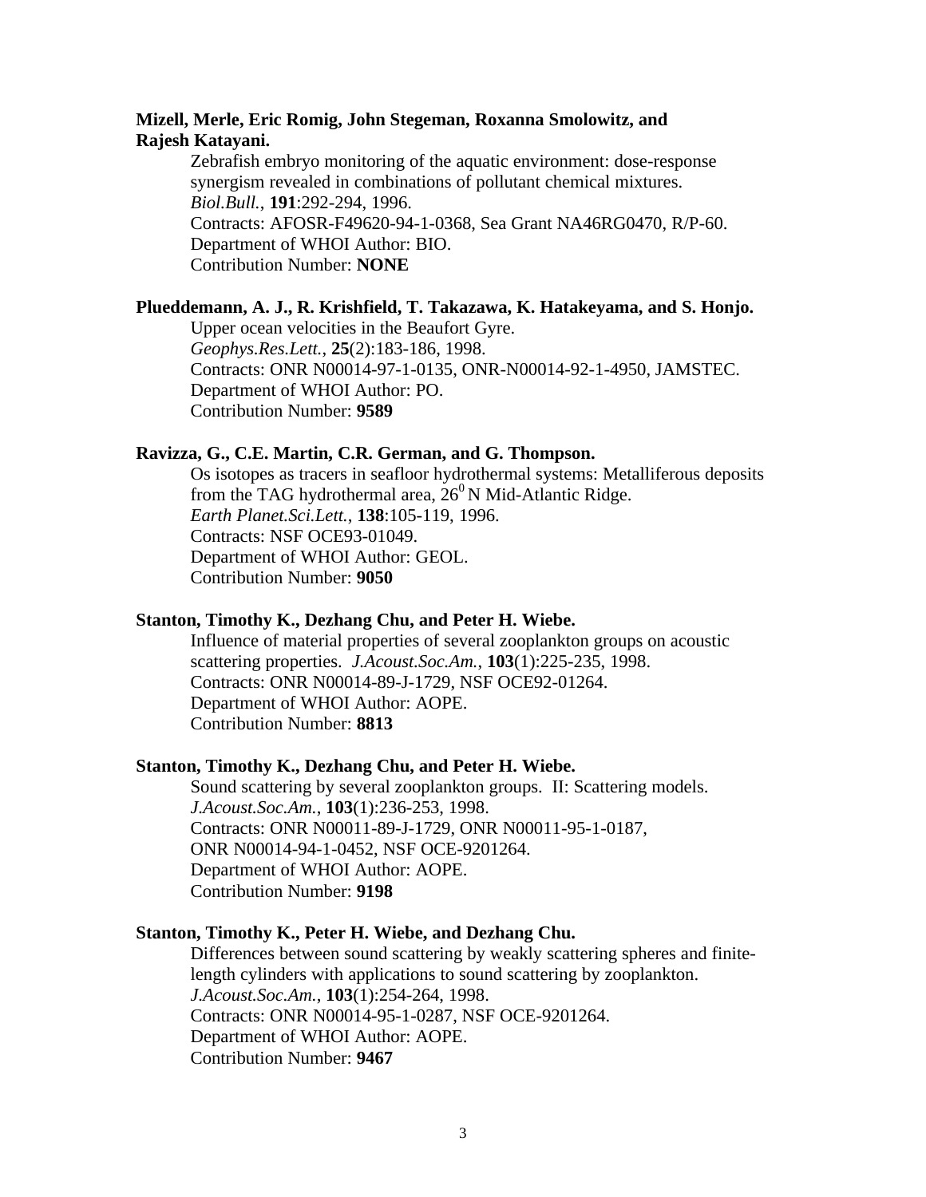**Mizell, Merle, Eric Romig, John Stegeman, Roxanna Smolowitz, and Rajesh Katayani.**

Zebrafish embryo monitoring of the aquatic environment: dose-response synergism revealed in combinations of pollutant chemical mixtures.
*Biol.Bull.*, **191**:292-294, 1996.
Contracts: AFOSR-F49620-94-1-0368, Sea Grant NA46RG0470, R/P-60.
Department of WHOI Author: BIO.
Contribution Number: **NONE**

**Plueddemann, A. J., R. Krishfield, T. Takazawa, K. Hatakeyama, and S. Honjo.**

Upper ocean velocities in the Beaufort Gyre.
*Geophys.Res.Lett.*, **25**(2):183-186, 1998.
Contracts: ONR N00014-97-1-0135, ONR-N00014-92-1-4950, JAMSTEC.
Department of WHOI Author: PO.
Contribution Number: **9589**

**Ravizza, G., C.E. Martin, C.R. German, and G. Thompson.**

Os isotopes as tracers in seafloor hydrothermal systems: Metalliferous deposits from the TAG hydrothermal area, $26^0$ N Mid-Atlantic Ridge.
*Earth Planet.Sci.Lett.*, **138**:105-119, 1996.
Contracts: NSF OCE93-01049.
Department of WHOI Author: GEOL.
Contribution Number: **9050**

**Stanton, Timothy K., Dezhang Chu, and Peter H. Wiebe.**

Influence of material properties of several zooplankton groups on acoustic scattering properties. *J.Acoust.Soc.Am.*, **103**(1):225-235, 1998.
Contracts: ONR N00014-89-J-1729, NSF OCE92-01264.
Department of WHOI Author: AOPE.
Contribution Number: **8813**

**Stanton, Timothy K., Dezhang Chu, and Peter H. Wiebe.**

Sound scattering by several zooplankton groups. II: Scattering models.
*J.Acoust.Soc.Am.*, **103**(1):236-253, 1998.
Contracts: ONR N00011-89-J-1729, ONR N00011-95-1-0187, ONR N00014-94-1-0452, NSF OCE-9201264.
Department of WHOI Author: AOPE.
Contribution Number: **9198**

**Stanton, Timothy K., Peter H. Wiebe, and Dezhang Chu.**

Differences between sound scattering by weakly scattering spheres and finite-length cylinders with applications to sound scattering by zooplankton.
*J.Acoust.Soc.Am.*, **103**(1):254-264, 1998.
Contracts: ONR N00014-95-1-0287, NSF OCE-9201264.
Department of WHOI Author: AOPE.
Contribution Number: **9467**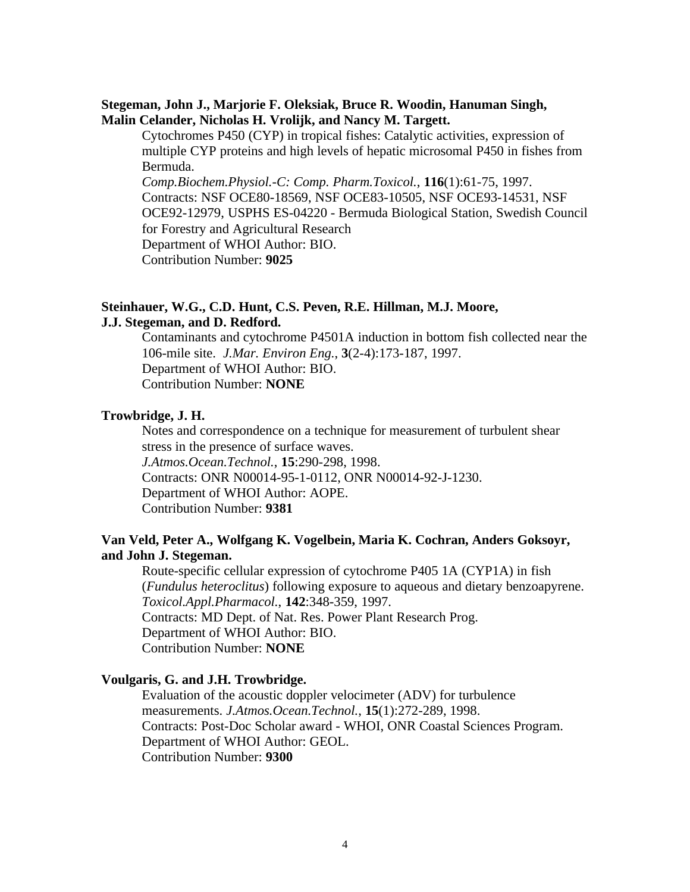**Stegeman, John J., Marjorie F. Oleksiak, Bruce R. Woodin, Hanuman Singh, Malin Celander, Nicholas H. Vrolijk, and Nancy M. Targett.**

Cytochromes P450 (CYP) in tropical fishes: Catalytic activities, expression of multiple CYP proteins and high levels of hepatic microsomal P450 in fishes from Bermuda.
*Comp.Biochem.Physiol.-C: Comp. Pharm.Toxicol.*, **116**(1):61-75, 1997.
Contracts: NSF OCE80-18569, NSF OCE83-10505, NSF OCE93-14531, NSF OCE92-12979, USPHS ES-04220 - Bermuda Biological Station, Swedish Council for Forestry and Agricultural Research
Department of WHOI Author: BIO.
Contribution Number: **9025**

**Steinhauer, W.G., C.D. Hunt, C.S. Peven, R.E. Hillman, M.J. Moore, J.J. Stegeman, and D. Redford.**

Contaminants and cytochrome P4501A induction in bottom fish collected near the 106-mile site. *J.Mar. Environ Eng.*, **3**(2-4):173-187, 1997.
Department of WHOI Author: BIO.
Contribution Number: **NONE**

**Trowbridge, J. H.**

Notes and correspondence on a technique for measurement of turbulent shear stress in the presence of surface waves.
*J.Atmos.Ocean.Technol.*, **15**:290-298, 1998.
Contracts: ONR N00014-95-1-0112, ONR N00014-92-J-1230.
Department of WHOI Author: AOPE.
Contribution Number: **9381**

**Van Veld, Peter A., Wolfgang K. Vogelbein, Maria K. Cochran, Anders Goksoyr, and John J. Stegeman.**

Route-specific cellular expression of cytochrome P405 1A (CYP1A) in fish (*Fundulus heteroclitus*) following exposure to aqueous and dietary benzoapyrene.
*Toxicol.Appl.Pharmacol.*, **142**:348-359, 1997.
Contracts: MD Dept. of Nat. Res. Power Plant Research Prog.
Department of WHOI Author: BIO.
Contribution Number: **NONE**

**Voulgaris, G. and J.H. Trowbridge.**

Evaluation of the acoustic doppler velocimeter (ADV) for turbulence measurements. *J.Atmos.Ocean.Technol.*, **15**(1):272-289, 1998.
Contracts: Post-Doc Scholar award - WHOI, ONR Coastal Sciences Program.
Department of WHOI Author: GEOL.
Contribution Number: **9300**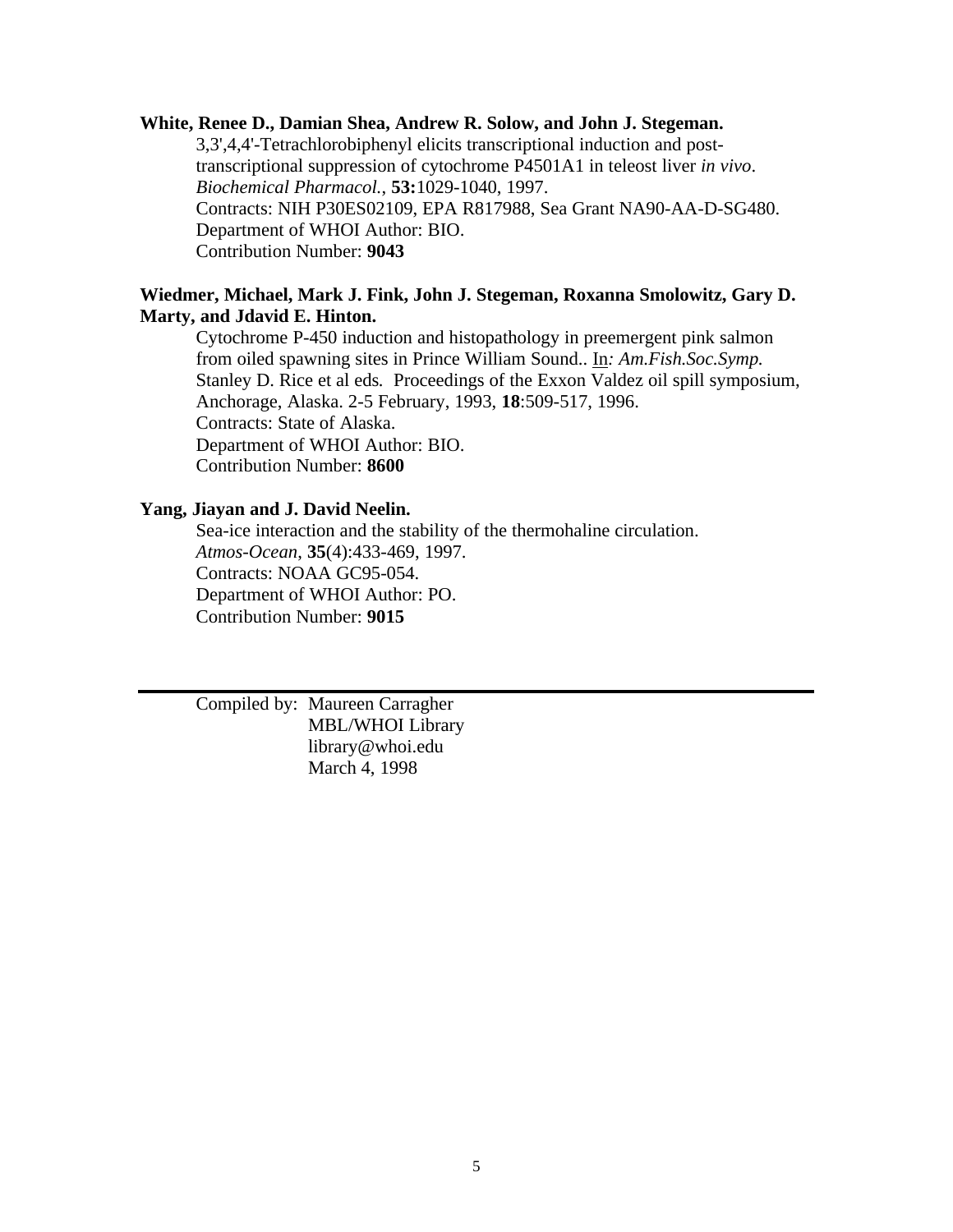**White, Renee D., Damian Shea, Andrew R. Solow, and John J. Stegeman.**

3,3',4,4'-Tetrachlorobiphenyl elicits transcriptional induction and post-transcriptional suppression of cytochrome P4501A1 in teleost liver *in vivo*. *Biochemical Pharmacol.*, **53:**1029-1040, 1997.
Contracts: NIH P30ES02109, EPA R817988, Sea Grant NA90-AA-D-SG480.
Department of WHOI Author: BIO.
Contribution Number: **9043**

**Wiedmer, Michael, Mark J. Fink, John J. Stegeman, Roxanna Smolowitz, Gary D. Marty, and Jdavid E. Hinton.**

Cytochrome P-450 induction and histopathology in preemergent pink salmon from oiled spawning sites in Prince William Sound.. In*: Am.Fish.Soc.Symp.* Stanley D. Rice et al eds. Proceedings of the Exxon Valdez oil spill symposium, Anchorage, Alaska. 2-5 February, 1993, **18**:509-517, 1996.
Contracts: State of Alaska.
Department of WHOI Author: BIO.
Contribution Number: **8600**

**Yang, Jiayan and J. David Neelin.**

Sea-ice interaction and the stability of the thermohaline circulation. *Atmos-Ocean*, **35**(4):433-469, 1997.
Contracts: NOAA GC95-054.
Department of WHOI Author: PO.
Contribution Number: **9015**

---

Compiled by: Maureen Carragher
MBL/WHOI Library
library@whoi.edu
March 4, 1998